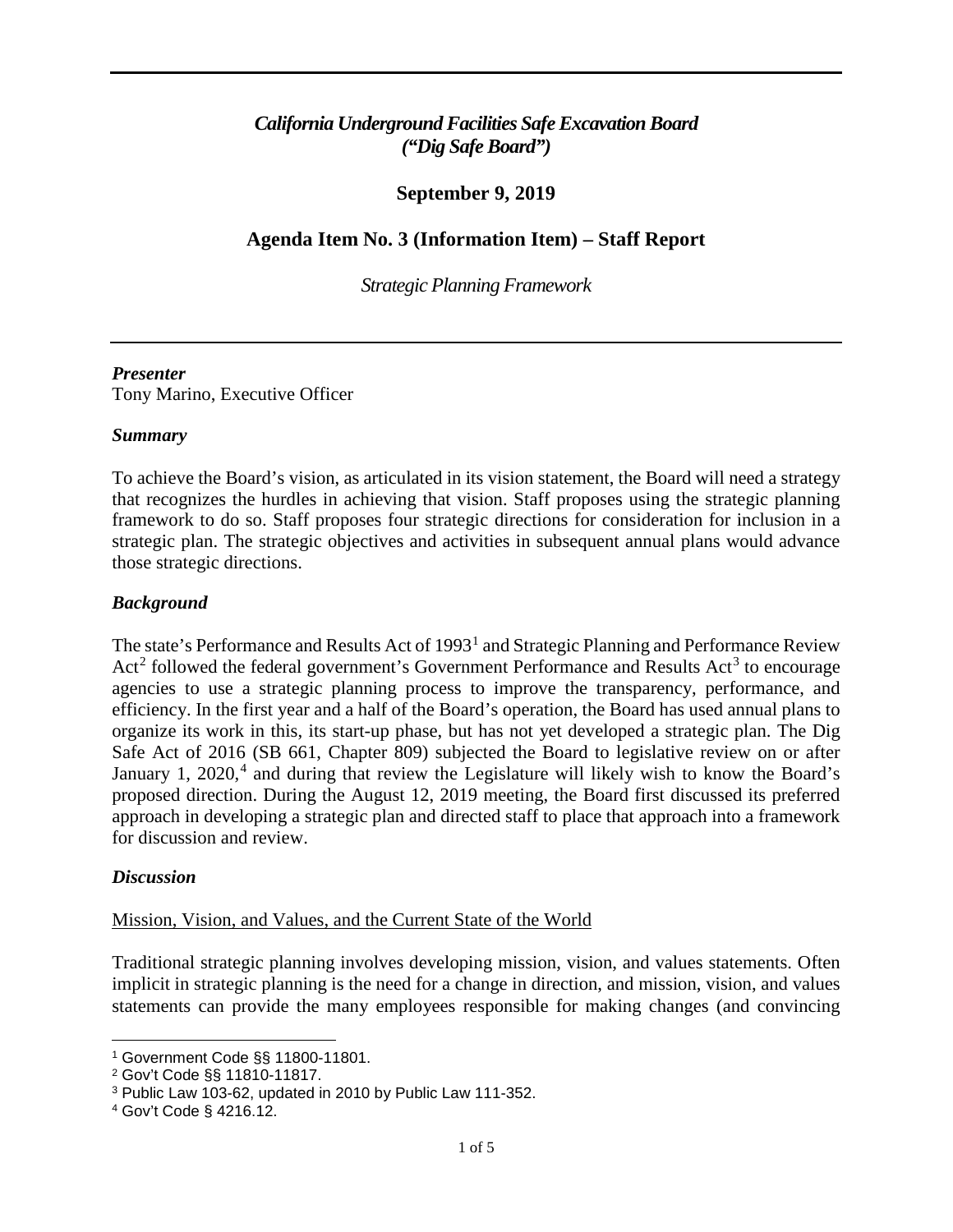***California Underground Facilities Safe Excavation Board***
***("Dig Safe Board")***

**September 9, 2019**

## Agenda Item No. 3 (Information Item) – Staff Report

*Strategic Planning Framework*

***Presenter***
Tony Marino, Executive Officer

***Summary***

To achieve the Board's vision, as articulated in its vision statement, the Board will need a strategy that recognizes the hurdles in achieving that vision. Staff proposes using the strategic planning framework to do so. Staff proposes four strategic directions for consideration for inclusion in a strategic plan. The strategic objectives and activities in subsequent annual plans would advance those strategic directions.

***Background***

The state's Performance and Results Act of 1993[1] and Strategic Planning and Performance Review Act[2] followed the federal government's Government Performance and Results Act[3] to encourage agencies to use a strategic planning process to improve the transparency, performance, and efficiency. In the first year and a half of the Board's operation, the Board has used annual plans to organize its work in this, its start-up phase, but has not yet developed a strategic plan. The Dig Safe Act of 2016 (SB 661, Chapter 809) subjected the Board to legislative review on or after January 1, 2020,[4] and during that review the Legislature will likely wish to know the Board's proposed direction. During the August 12, 2019 meeting, the Board first discussed its preferred approach in developing a strategic plan and directed staff to place that approach into a framework for discussion and review.

***Discussion***

Mission, Vision, and Values, and the Current State of the World

Traditional strategic planning involves developing mission, vision, and values statements. Often implicit in strategic planning is the need for a change in direction, and mission, vision, and values statements can provide the many employees responsible for making changes (and convincing

---

[1] Government Code §§ 11800-11801.
[2] Gov't Code §§ 11810-11817.
[3] Public Law 103-62, updated in 2010 by Public Law 111-352.
[4] Gov't Code § 4216.12.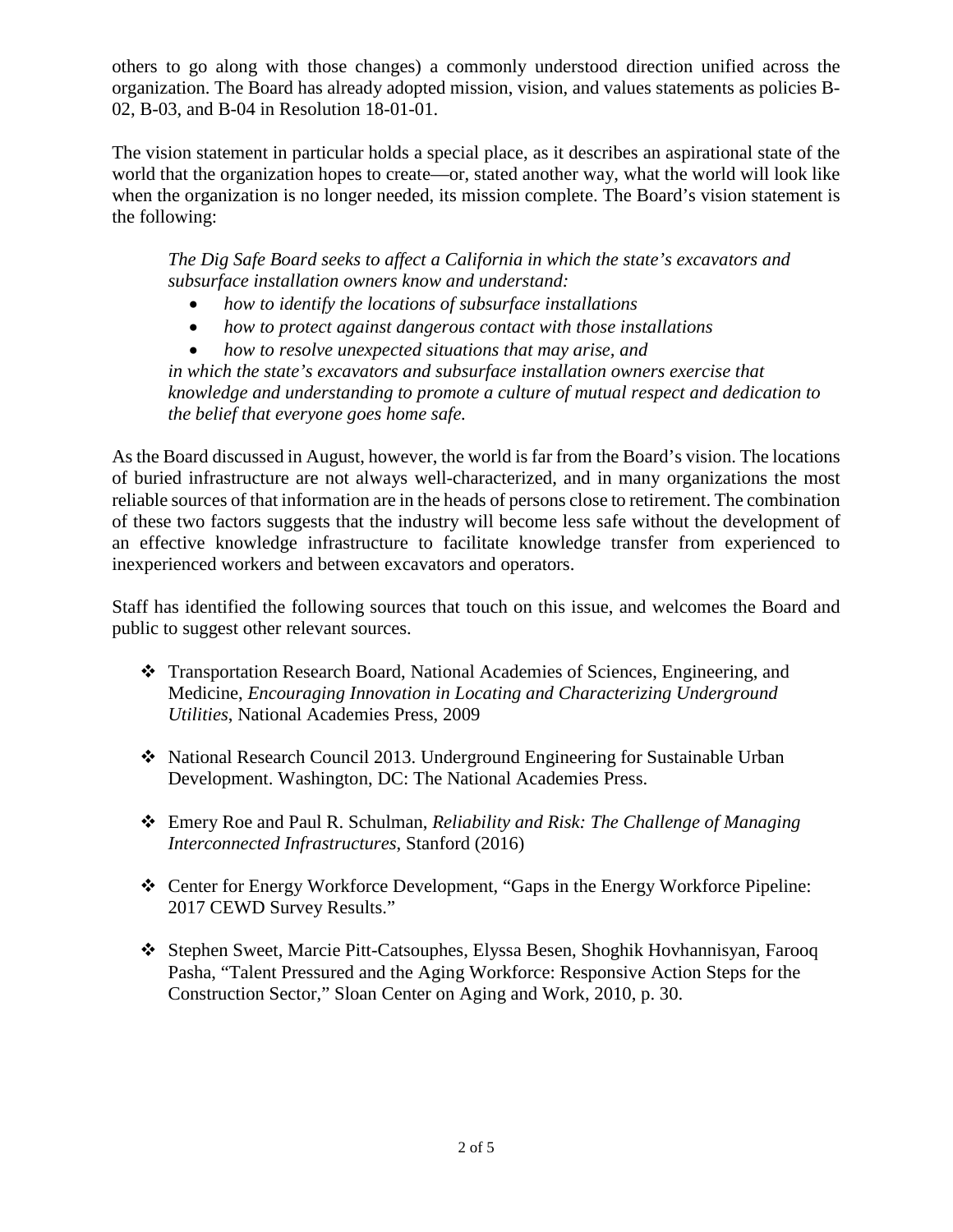others to go along with those changes) a commonly understood direction unified across the organization. The Board has already adopted mission, vision, and values statements as policies B-02, B-03, and B-04 in Resolution 18-01-01.

The vision statement in particular holds a special place, as it describes an aspirational state of the world that the organization hopes to create—or, stated another way, what the world will look like when the organization is no longer needed, its mission complete. The Board's vision statement is the following:

> *The Dig Safe Board seeks to affect a California in which the state's excavators and subsurface installation owners know and understand:*
>
> - *how to identify the locations of subsurface installations*
> - *how to protect against dangerous contact with those installations*
> - *how to resolve unexpected situations that may arise, and*
>
> *in which the state's excavators and subsurface installation owners exercise that knowledge and understanding to promote a culture of mutual respect and dedication to the belief that everyone goes home safe.*

As the Board discussed in August, however, the world is far from the Board's vision. The locations of buried infrastructure are not always well-characterized, and in many organizations the most reliable sources of that information are in the heads of persons close to retirement. The combination of these two factors suggests that the industry will become less safe without the development of an effective knowledge infrastructure to facilitate knowledge transfer from experienced to inexperienced workers and between excavators and operators.

Staff has identified the following sources that touch on this issue, and welcomes the Board and public to suggest other relevant sources.

- Transportation Research Board, National Academies of Sciences, Engineering, and Medicine, *Encouraging Innovation in Locating and Characterizing Underground Utilities*, National Academies Press, 2009

- National Research Council 2013. Underground Engineering for Sustainable Urban Development. Washington, DC: The National Academies Press.

- Emery Roe and Paul R. Schulman, *Reliability and Risk: The Challenge of Managing Interconnected Infrastructures*, Stanford (2016)

- Center for Energy Workforce Development, "Gaps in the Energy Workforce Pipeline: 2017 CEWD Survey Results."

- Stephen Sweet, Marcie Pitt-Catsouphes, Elyssa Besen, Shoghik Hovhannisyan, Farooq Pasha, "Talent Pressured and the Aging Workforce: Responsive Action Steps for the Construction Sector," Sloan Center on Aging and Work, 2010, p. 30.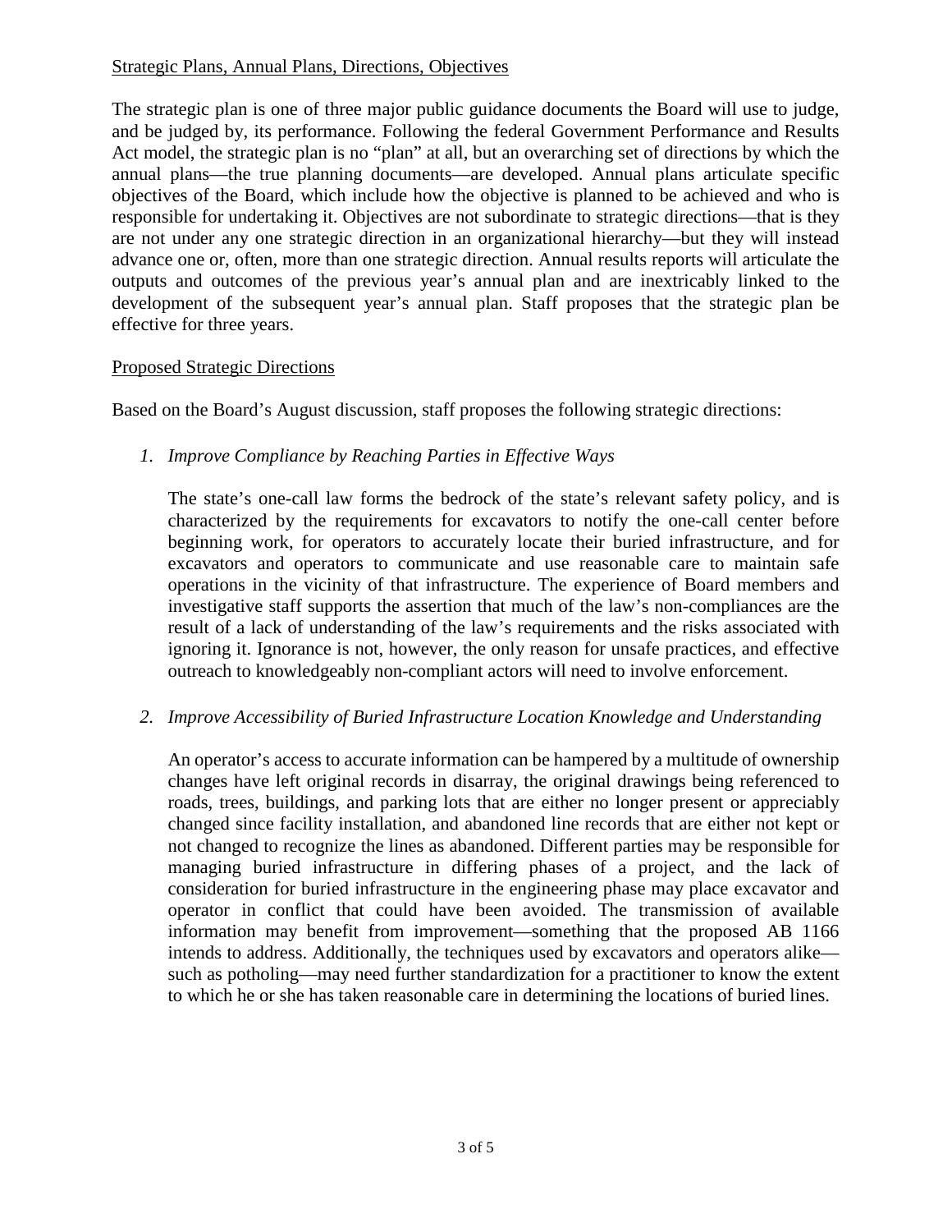<u>Strategic Plans, Annual Plans, Directions, Objectives</u>

The strategic plan is one of three major public guidance documents the Board will use to judge, and be judged by, its performance. Following the federal Government Performance and Results Act model, the strategic plan is no "plan" at all, but an overarching set of directions by which the annual plans—the true planning documents—are developed. Annual plans articulate specific objectives of the Board, which include how the objective is planned to be achieved and who is responsible for undertaking it. Objectives are not subordinate to strategic directions—that is they are not under any one strategic direction in an organizational hierarchy—but they will instead advance one or, often, more than one strategic direction. Annual results reports will articulate the outputs and outcomes of the previous year's annual plan and are inextricably linked to the development of the subsequent year's annual plan. Staff proposes that the strategic plan be effective for three years.

<u>Proposed Strategic Directions</u>

Based on the Board's August discussion, staff proposes the following strategic directions:

1. *Improve Compliance by Reaching Parties in Effective Ways*

   The state's one-call law forms the bedrock of the state's relevant safety policy, and is characterized by the requirements for excavators to notify the one-call center before beginning work, for operators to accurately locate their buried infrastructure, and for excavators and operators to communicate and use reasonable care to maintain safe operations in the vicinity of that infrastructure. The experience of Board members and investigative staff supports the assertion that much of the law's non-compliances are the result of a lack of understanding of the law's requirements and the risks associated with ignoring it. Ignorance is not, however, the only reason for unsafe practices, and effective outreach to knowledgeably non-compliant actors will need to involve enforcement.

2. *Improve Accessibility of Buried Infrastructure Location Knowledge and Understanding*

   An operator's access to accurate information can be hampered by a multitude of ownership changes have left original records in disarray, the original drawings being referenced to roads, trees, buildings, and parking lots that are either no longer present or appreciably changed since facility installation, and abandoned line records that are either not kept or not changed to recognize the lines as abandoned. Different parties may be responsible for managing buried infrastructure in differing phases of a project, and the lack of consideration for buried infrastructure in the engineering phase may place excavator and operator in conflict that could have been avoided. The transmission of available information may benefit from improvement—something that the proposed AB 1166 intends to address. Additionally, the techniques used by excavators and operators alike—such as potholing—may need further standardization for a practitioner to know the extent to which he or she has taken reasonable care in determining the locations of buried lines.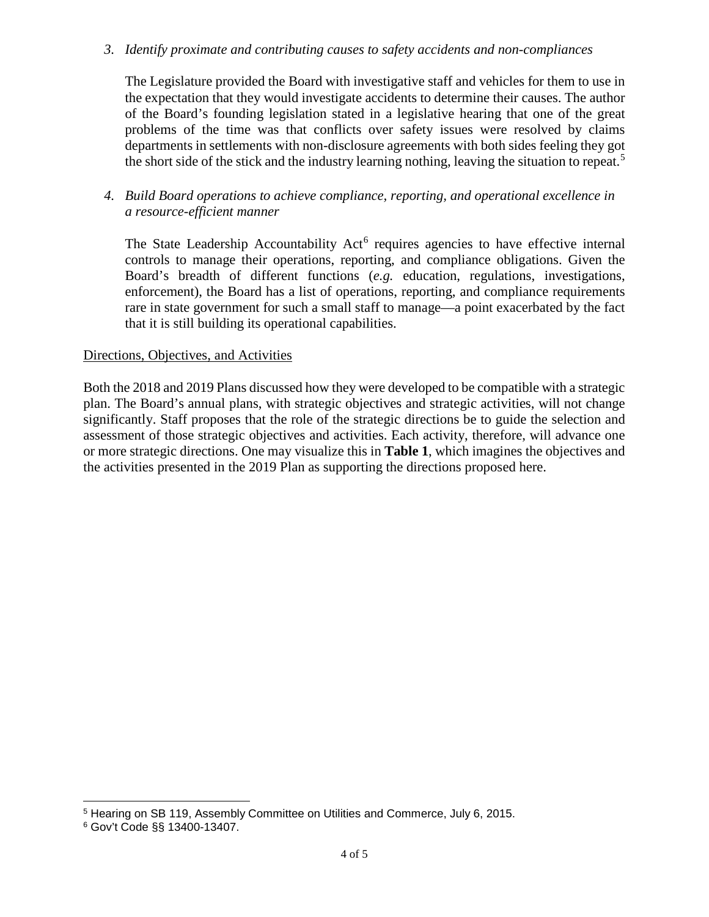*3. Identify proximate and contributing causes to safety accidents and non-compliances*

The Legislature provided the Board with investigative staff and vehicles for them to use in the expectation that they would investigate accidents to determine their causes. The author of the Board's founding legislation stated in a legislative hearing that one of the great problems of the time was that conflicts over safety issues were resolved by claims departments in settlements with non-disclosure agreements with both sides feeling they got the short side of the stick and the industry learning nothing, leaving the situation to repeat.[5]

*4. Build Board operations to achieve compliance, reporting, and operational excellence in a resource-efficient manner*

The State Leadership Accountability Act[6] requires agencies to have effective internal controls to manage their operations, reporting, and compliance obligations. Given the Board's breadth of different functions (*e.g.* education, regulations, investigations, enforcement), the Board has a list of operations, reporting, and compliance requirements rare in state government for such a small staff to manage—a point exacerbated by the fact that it is still building its operational capabilities.

Directions, Objectives, and Activities

Both the 2018 and 2019 Plans discussed how they were developed to be compatible with a strategic plan. The Board's annual plans, with strategic objectives and strategic activities, will not change significantly. Staff proposes that the role of the strategic directions be to guide the selection and assessment of those strategic objectives and activities. Each activity, therefore, will advance one or more strategic directions. One may visualize this in **Table 1**, which imagines the objectives and the activities presented in the 2019 Plan as supporting the directions proposed here.

---

[5] Hearing on SB 119, Assembly Committee on Utilities and Commerce, July 6, 2015.

[6] Gov't Code §§ 13400-13407.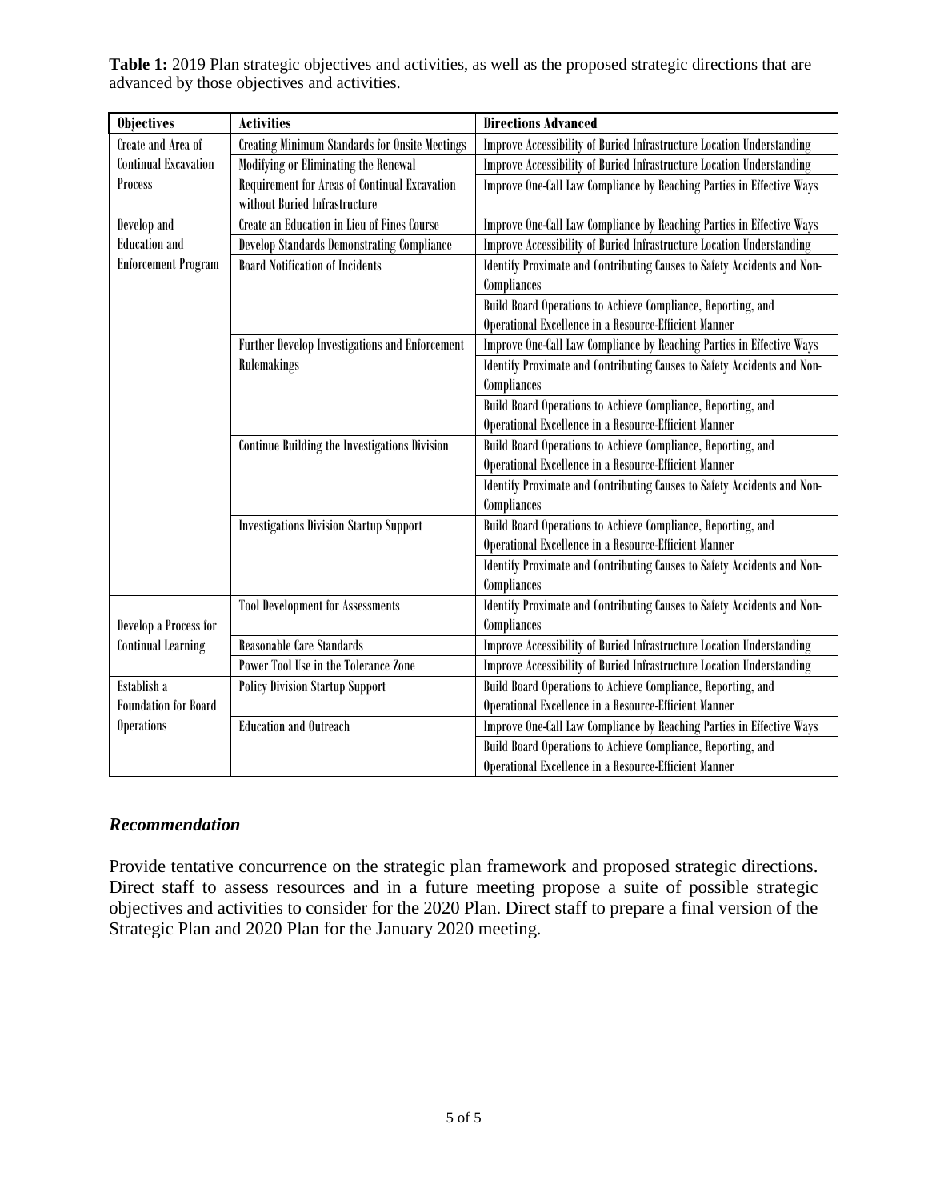**Table 1:** 2019 Plan strategic objectives and activities, as well as the proposed strategic directions that are advanced by those objectives and activities.

| Objectives | Activities | Directions Advanced |
|---|---|---|
| Create and Area of Continual Excavation Process | Creating Minimum Standards for Onsite Meetings | Improve Accessibility of Buried Infrastructure Location Understanding |
| | Modifying or Eliminating the Renewal Requirement for Areas of Continual Excavation without Buried Infrastructure | Improve Accessibility of Buried Infrastructure Location Understanding |
| | | Improve One-Call Law Compliance by Reaching Parties in Effective Ways |
| Develop and Education and Enforcement Program | Create an Education in Lieu of Fines Course | Improve One-Call Law Compliance by Reaching Parties in Effective Ways |
| | Develop Standards Demonstrating Compliance | Improve Accessibility of Buried Infrastructure Location Understanding |
| | Board Notification of Incidents | Identify Proximate and Contributing Causes to Safety Accidents and Non-Compliances |
| | | Build Board Operations to Achieve Compliance, Reporting, and Operational Excellence in a Resource-Efficient Manner |
| | Further Develop Investigations and Enforcement Rulemakings | Improve One-Call Law Compliance by Reaching Parties in Effective Ways |
| | | Identify Proximate and Contributing Causes to Safety Accidents and Non-Compliances |
| | | Build Board Operations to Achieve Compliance, Reporting, and Operational Excellence in a Resource-Efficient Manner |
| | Continue Building the Investigations Division | Build Board Operations to Achieve Compliance, Reporting, and Operational Excellence in a Resource-Efficient Manner |
| | | Identify Proximate and Contributing Causes to Safety Accidents and Non-Compliances |
| | Investigations Division Startup Support | Build Board Operations to Achieve Compliance, Reporting, and Operational Excellence in a Resource-Efficient Manner |
| | | Identify Proximate and Contributing Causes to Safety Accidents and Non-Compliances |
| Develop a Process for Continual Learning | Tool Development for Assessments | Identify Proximate and Contributing Causes to Safety Accidents and Non-Compliances |
| | Reasonable Care Standards | Improve Accessibility of Buried Infrastructure Location Understanding |
| | Power Tool Use in the Tolerance Zone | Improve Accessibility of Buried Infrastructure Location Understanding |
| Establish a Foundation for Board Operations | Policy Division Startup Support | Build Board Operations to Achieve Compliance, Reporting, and Operational Excellence in a Resource-Efficient Manner |
| | Education and Outreach | Improve One-Call Law Compliance by Reaching Parties in Effective Ways |
| | | Build Board Operations to Achieve Compliance, Reporting, and Operational Excellence in a Resource-Efficient Manner |

### *Recommendation*

Provide tentative concurrence on the strategic plan framework and proposed strategic directions. Direct staff to assess resources and in a future meeting propose a suite of possible strategic objectives and activities to consider for the 2020 Plan. Direct staff to prepare a final version of the Strategic Plan and 2020 Plan for the January 2020 meeting.